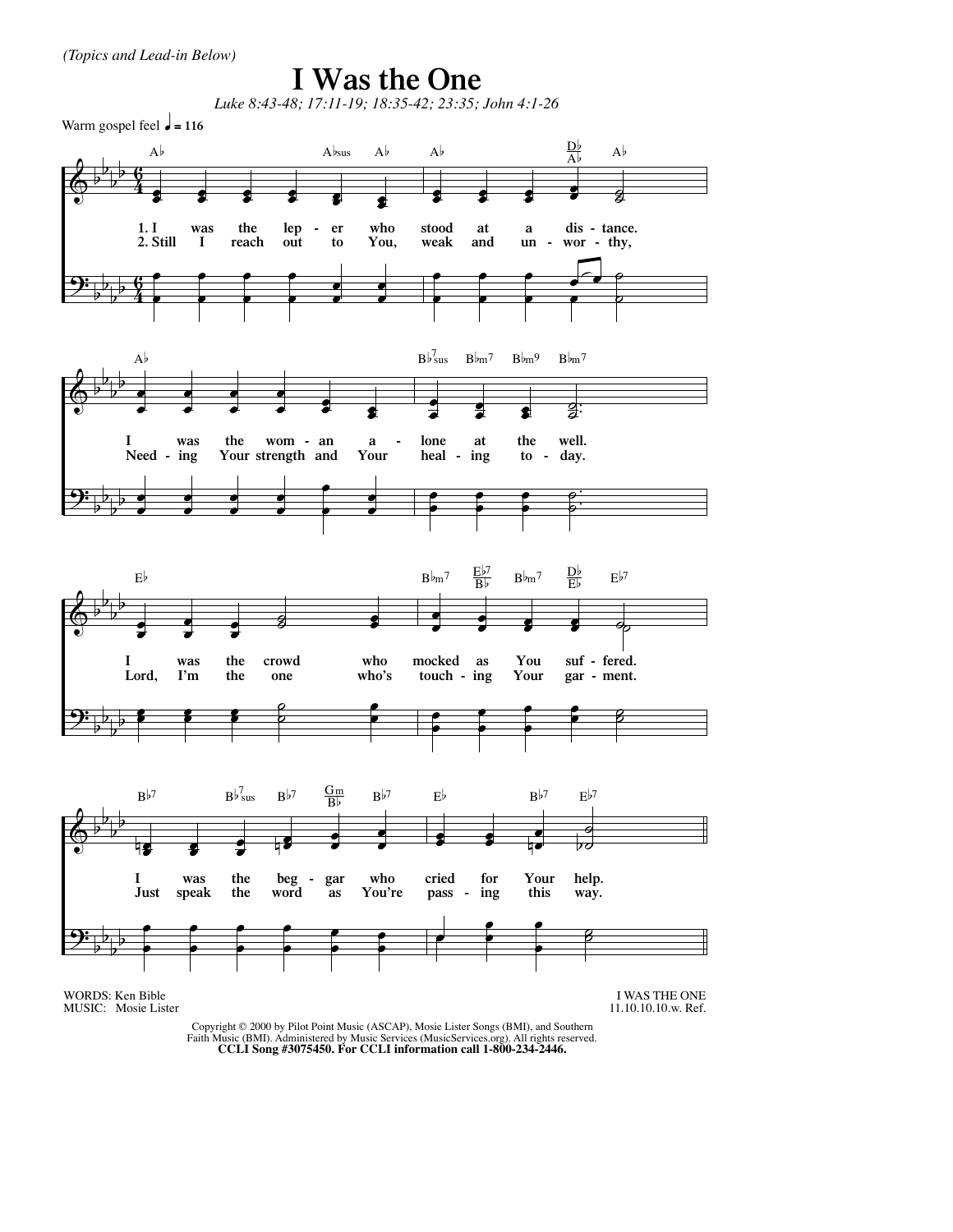*(Topics and Lead-in Below)*

# I Was the One

*Luke 8:43-48; 17:11-19; 18:35-42; 23:35; John 4:1-26*

Warm gospel feel ♩ = 116

1. I was the leper who stood at a distance.
I was the woman alone at the well.
I was the crowd who mocked as You suffered.
I was the beggar who cried for Your help.

2. Still I reach out to You, weak and unworthy,
Needing Your strength and Your healing today.
Lord, I'm the one who's touching Your garment.
Just speak the word as You're passing this way.

WORDS: Ken Bible
MUSIC: Mosie Lister

I WAS THE ONE
11.10.10.10.w. Ref.

Copyright © 2000 by Pilot Point Music (ASCAP), Mosie Lister Songs (BMI), and Southern Faith Music (BMI). Administered by Music Services (MusicServices.org). All rights reserved.
**CCLI Song #3075450. For CCLI information call 1-800-234-2446.**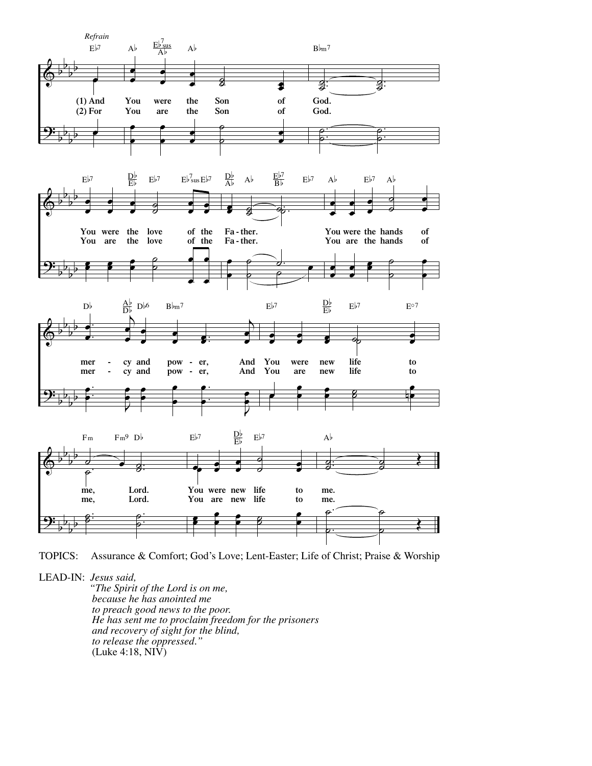*Refrain*

(1) And You were the Son of God.
(2) For You are the Son of God.

You were the love of the Fa - ther. You were the hands of mer - cy and pow - er, And You were new life to me, Lord. You were new life to me.

You are the love of the Fa - ther. You are the hands of mer - cy and pow - er, And You are new life to me, Lord. You are new life to me.

TOPICS: Assurance & Comfort; God's Love; Lent-Easter; Life of Christ; Praise & Worship

LEAD-IN: *Jesus said,*
*"The Spirit of the Lord is on me,*
*because he has anointed me*
*to preach good news to the poor.*
*He has sent me to proclaim freedom for the prisoners*
*and recovery of sight for the blind,*
*to release the oppressed."*
(Luke 4:18, NIV)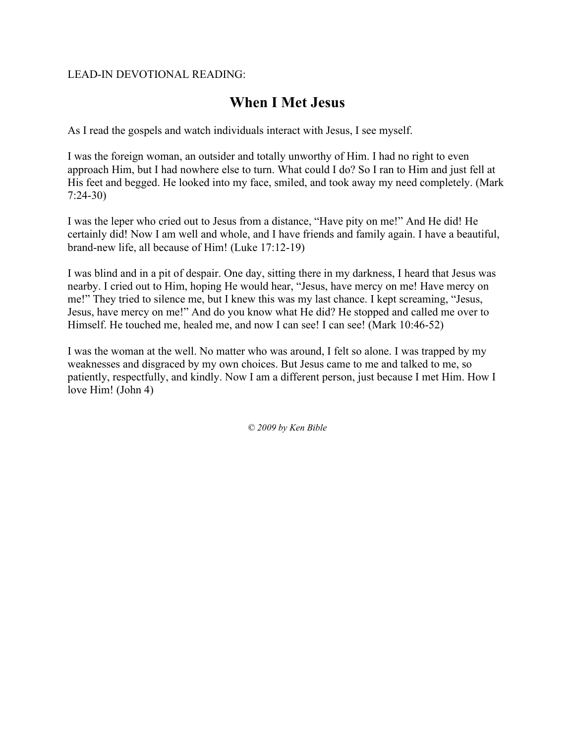LEAD-IN DEVOTIONAL READING:

# When I Met Jesus

As I read the gospels and watch individuals interact with Jesus, I see myself.

I was the foreign woman, an outsider and totally unworthy of Him. I had no right to even approach Him, but I had nowhere else to turn. What could I do? So I ran to Him and just fell at His feet and begged. He looked into my face, smiled, and took away my need completely. (Mark 7:24-30)

I was the leper who cried out to Jesus from a distance, "Have pity on me!" And He did! He certainly did! Now I am well and whole, and I have friends and family again. I have a beautiful, brand-new life, all because of Him! (Luke 17:12-19)

I was blind and in a pit of despair. One day, sitting there in my darkness, I heard that Jesus was nearby. I cried out to Him, hoping He would hear, "Jesus, have mercy on me! Have mercy on me!" They tried to silence me, but I knew this was my last chance. I kept screaming, "Jesus, Jesus, have mercy on me!" And do you know what He did? He stopped and called me over to Himself. He touched me, healed me, and now I can see! I can see! (Mark 10:46-52)

I was the woman at the well. No matter who was around, I felt so alone. I was trapped by my weaknesses and disgraced by my own choices. But Jesus came to me and talked to me, so patiently, respectfully, and kindly. Now I am a different person, just because I met Him. How I love Him! (John 4)

*© 2009 by Ken Bible*